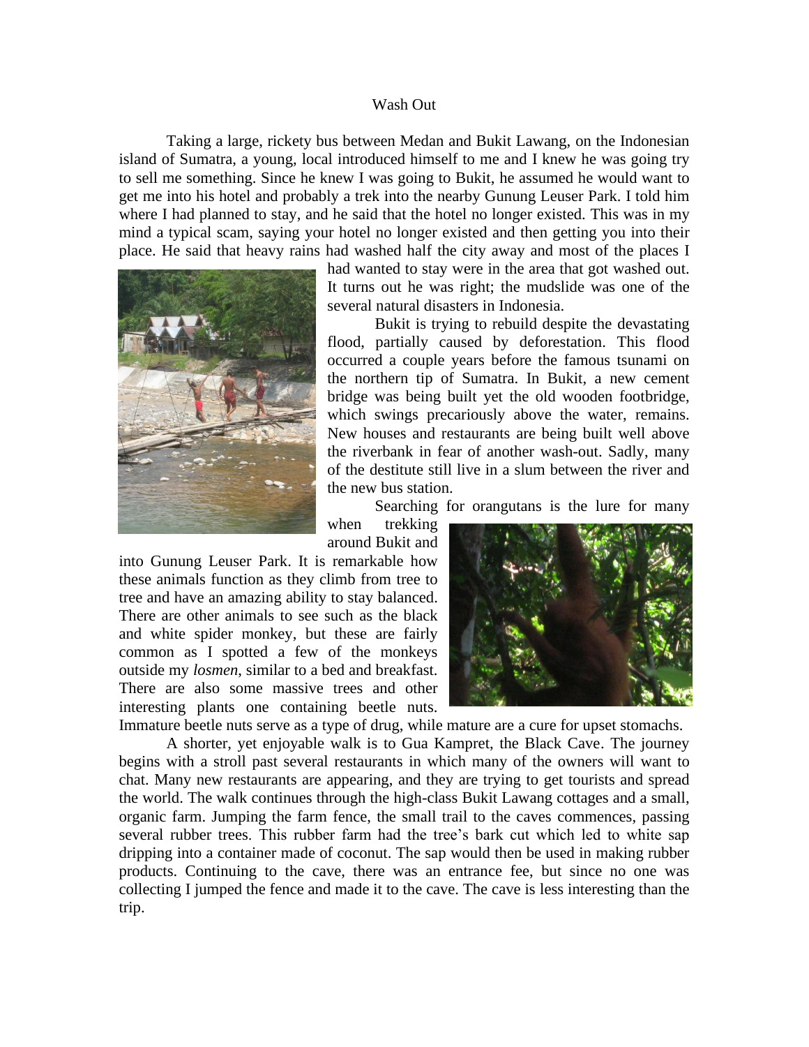# Wash Out

Taking a large, rickety bus between Medan and Bukit Lawang, on the Indonesian island of Sumatra, a young, local introduced himself to me and I knew he was going try to sell me something. Since he knew I was going to Bukit, he assumed he would want to get me into his hotel and probably a trek into the nearby Gunung Leuser Park. I told him where I had planned to stay, and he said that the hotel no longer existed. This was in my mind a typical scam, saying your hotel no longer existed and then getting you into their place. He said that heavy rains had washed half the city away and most of the places I had wanted to stay were in the area that got washed out. It turns out he was right; the mudslide was one of the several natural disasters in Indonesia.

Bukit is trying to rebuild despite the devastating flood, partially caused by deforestation. This flood occurred a couple years before the famous tsunami on the northern tip of Sumatra. In Bukit, a new cement bridge was being built yet the old wooden footbridge, which swings precariously above the water, remains. New houses and restaurants are being built well above the riverbank in fear of another wash-out. Sadly, many of the destitute still live in a slum between the river and the new bus station.

Searching for orangutans is the lure for many when trekking around Bukit and into Gunung Leuser Park. It is remarkable how these animals function as they climb from tree to tree and have an amazing ability to stay balanced. There are other animals to see such as the black and white spider monkey, but these are fairly common as I spotted a few of the monkeys outside my *losmen*, similar to a bed and breakfast. There are also some massive trees and other interesting plants one containing beetle nuts. Immature beetle nuts serve as a type of drug, while mature are a cure for upset stomachs.

A shorter, yet enjoyable walk is to Gua Kampret, the Black Cave. The journey begins with a stroll past several restaurants in which many of the owners will want to chat. Many new restaurants are appearing, and they are trying to get tourists and spread the world. The walk continues through the high-class Bukit Lawang cottages and a small, organic farm. Jumping the farm fence, the small trail to the caves commences, passing several rubber trees. This rubber farm had the tree's bark cut which led to white sap dripping into a container made of coconut. The sap would then be used in making rubber products. Continuing to the cave, there was an entrance fee, but since no one was collecting I jumped the fence and made it to the cave. The cave is less interesting than the trip.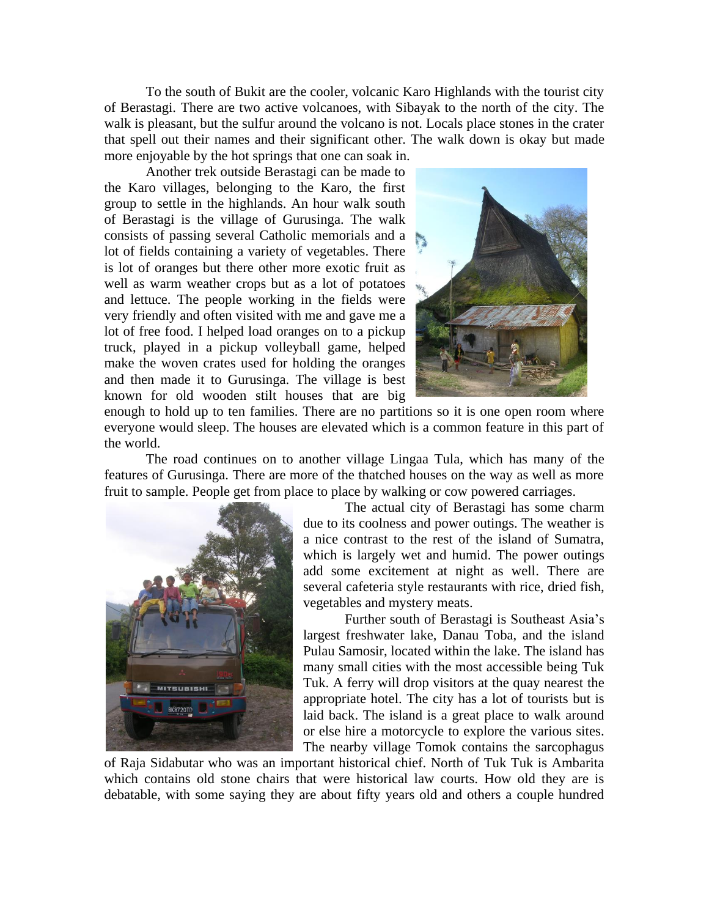To the south of Bukit are the cooler, volcanic Karo Highlands with the tourist city of Berastagi. There are two active volcanoes, with Sibayak to the north of the city. The walk is pleasant, but the sulfur around the volcano is not. Locals place stones in the crater that spell out their names and their significant other. The walk down is okay but made more enjoyable by the hot springs that one can soak in.

Another trek outside Berastagi can be made to the Karo villages, belonging to the Karo, the first group to settle in the highlands. An hour walk south of Berastagi is the village of Gurusinga. The walk consists of passing several Catholic memorials and a lot of fields containing a variety of vegetables. There is lot of oranges but there other more exotic fruit as well as warm weather crops but as a lot of potatoes and lettuce. The people working in the fields were very friendly and often visited with me and gave me a lot of free food. I helped load oranges on to a pickup truck, played in a pickup volleyball game, helped make the woven crates used for holding the oranges and then made it to Gurusinga. The village is best known for old wooden stilt houses that are big enough to hold up to ten families. There are no partitions so it is one open room where everyone would sleep. The houses are elevated which is a common feature in this part of the world.

The road continues on to another village Lingaa Tula, which has many of the features of Gurusinga. There are more of the thatched houses on the way as well as more fruit to sample. People get from place to place by walking or cow powered carriages.

The actual city of Berastagi has some charm due to its coolness and power outings. The weather is a nice contrast to the rest of the island of Sumatra, which is largely wet and humid. The power outings add some excitement at night as well. There are several cafeteria style restaurants with rice, dried fish, vegetables and mystery meats.

Further south of Berastagi is Southeast Asia's largest freshwater lake, Danau Toba, and the island Pulau Samosir, located within the lake. The island has many small cities with the most accessible being Tuk Tuk. A ferry will drop visitors at the quay nearest the appropriate hotel. The city has a lot of tourists but is laid back. The island is a great place to walk around or else hire a motorcycle to explore the various sites. The nearby village Tomok contains the sarcophagus of Raja Sidabutar who was an important historical chief. North of Tuk Tuk is Ambarita which contains old stone chairs that were historical law courts. How old they are is debatable, with some saying they are about fifty years old and others a couple hundred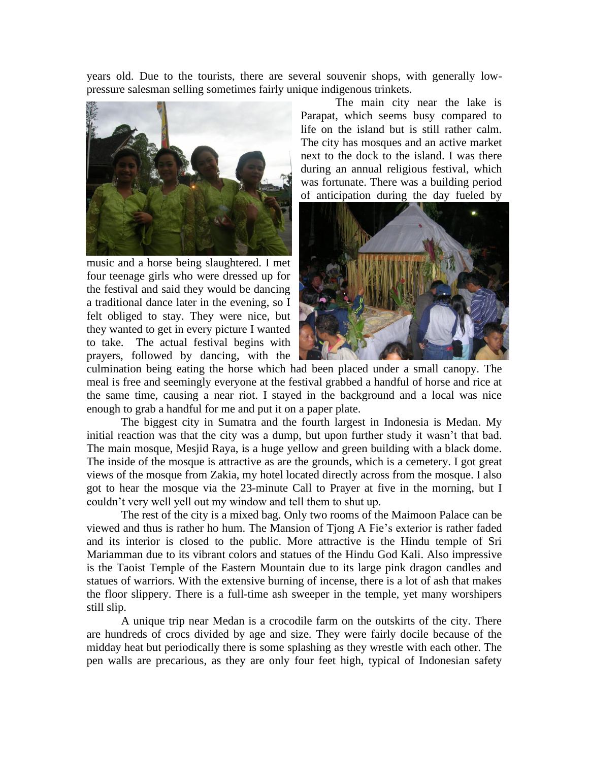years old. Due to the tourists, there are several souvenir shops, with generally low-pressure salesman selling sometimes fairly unique indigenous trinkets.

The main city near the lake is Parapat, which seems busy compared to life on the island but is still rather calm. The city has mosques and an active market next to the dock to the island. I was there during an annual religious festival, which was fortunate. There was a building period of anticipation during the day fueled by music and a horse being slaughtered. I met four teenage girls who were dressed up for the festival and said they would be dancing a traditional dance later in the evening, so I felt obliged to stay. They were nice, but they wanted to get in every picture I wanted to take. The actual festival begins with prayers, followed by dancing, with the culmination being eating the horse which had been placed under a small canopy. The meal is free and seemingly everyone at the festival grabbed a handful of horse and rice at the same time, causing a near riot. I stayed in the background and a local was nice enough to grab a handful for me and put it on a paper plate.

The biggest city in Sumatra and the fourth largest in Indonesia is Medan. My initial reaction was that the city was a dump, but upon further study it wasn't that bad. The main mosque, Mesjid Raya, is a huge yellow and green building with a black dome. The inside of the mosque is attractive as are the grounds, which is a cemetery. I got great views of the mosque from Zakia, my hotel located directly across from the mosque. I also got to hear the mosque via the 23-minute Call to Prayer at five in the morning, but I couldn't very well yell out my window and tell them to shut up.

The rest of the city is a mixed bag. Only two rooms of the Maimoon Palace can be viewed and thus is rather ho hum. The Mansion of Tjong A Fie's exterior is rather faded and its interior is closed to the public. More attractive is the Hindu temple of Sri Mariamman due to its vibrant colors and statues of the Hindu God Kali. Also impressive is the Taoist Temple of the Eastern Mountain due to its large pink dragon candles and statues of warriors. With the extensive burning of incense, there is a lot of ash that makes the floor slippery. There is a full-time ash sweeper in the temple, yet many worshipers still slip.

A unique trip near Medan is a crocodile farm on the outskirts of the city. There are hundreds of crocs divided by age and size. They were fairly docile because of the midday heat but periodically there is some splashing as they wrestle with each other. The pen walls are precarious, as they are only four feet high, typical of Indonesian safety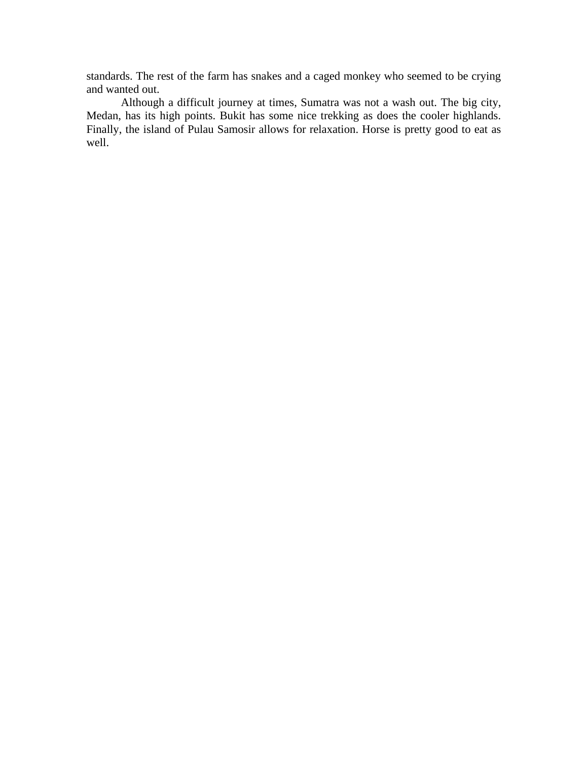standards. The rest of the farm has snakes and a caged monkey who seemed to be crying and wanted out.

Although a difficult journey at times, Sumatra was not a wash out. The big city, Medan, has its high points. Bukit has some nice trekking as does the cooler highlands. Finally, the island of Pulau Samosir allows for relaxation. Horse is pretty good to eat as well.